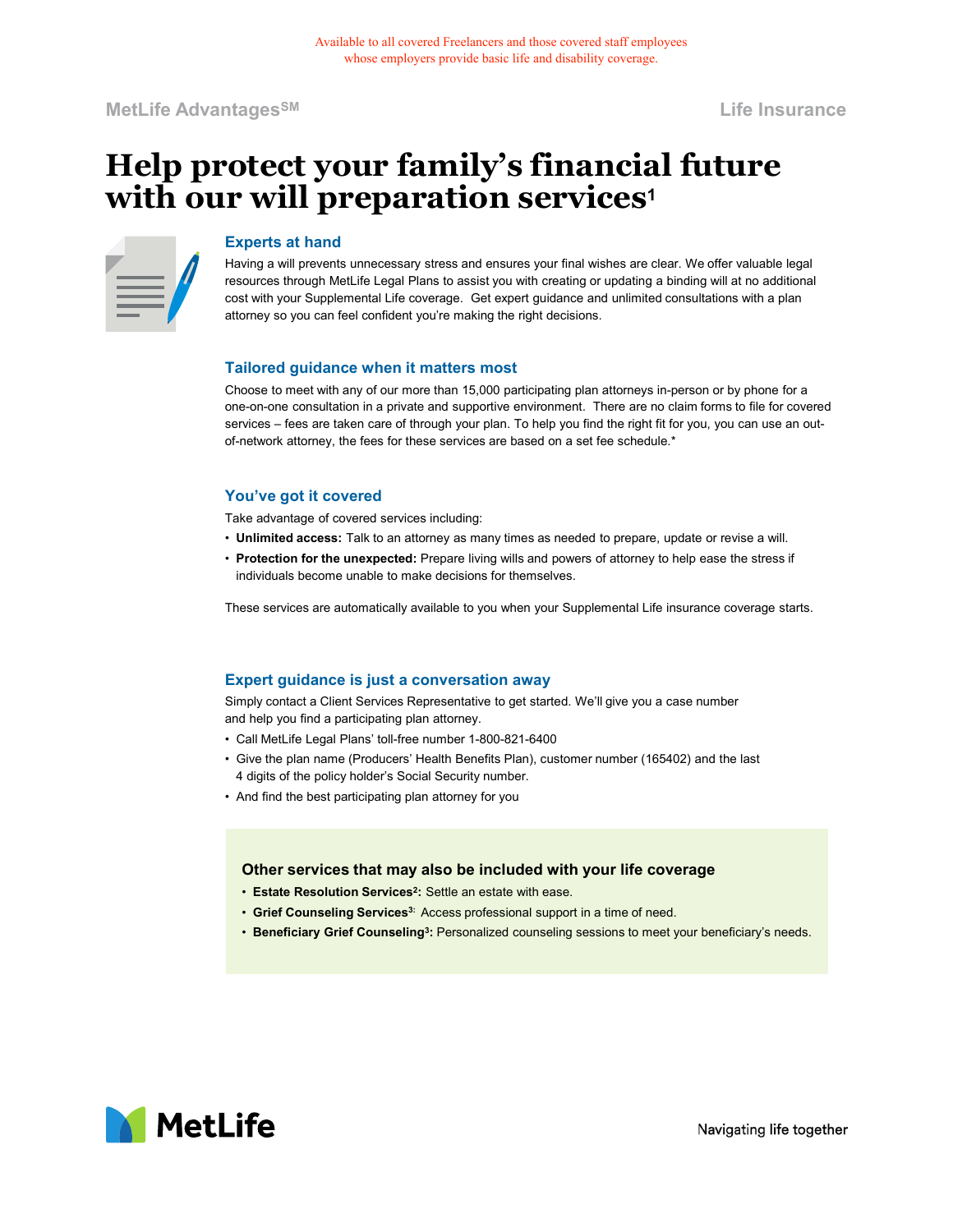Available to all covered Freelancers and those covered staff employees whose employers provide basic life and disability coverage.

MetLife Advantages℠ | Life Insurance

# Help protect your family's financial future with our will preparation services[1]

### Experts at hand

Having a will prevents unnecessary stress and ensures your final wishes are clear. We offer valuable legal resources through MetLife Legal Plans to assist you with creating or updating a binding will at no additional cost with your Supplemental Life coverage. Get expert guidance and unlimited consultations with a plan attorney so you can feel confident you're making the right decisions.

### Tailored guidance when it matters most

Choose to meet with any of our more than 15,000 participating plan attorneys in-person or by phone for a one-on-one consultation in a private and supportive environment. There are no claim forms to file for covered services – fees are taken care of through your plan. To help you find the right fit for you, you can use an out-of-network attorney, the fees for these services are based on a set fee schedule.*

### You've got it covered

Take advantage of covered services including:

- **Unlimited access:** Talk to an attorney as many times as needed to prepare, update or revise a will.
- **Protection for the unexpected:** Prepare living wills and powers of attorney to help ease the stress if individuals become unable to make decisions for themselves.

These services are automatically available to you when your Supplemental Life insurance coverage starts.

### Expert guidance is just a conversation away

Simply contact a Client Services Representative to get started. We'll give you a case number and help you find a participating plan attorney.

- Call MetLife Legal Plans' toll-free number 1-800-821-6400
- Give the plan name (Producers' Health Benefits Plan), customer number (165402) and the last 4 digits of the policy holder's Social Security number.
- And find the best participating plan attorney for you

### Other services that may also be included with your life coverage

- **Estate Resolution Services[2]:** Settle an estate with ease.
- **Grief Counseling Services[3]:** Access professional support in a time of need.
- **Beneficiary Grief Counseling[3]:** Personalized counseling sessions to meet your beneficiary's needs.

MetLife

Navigating life together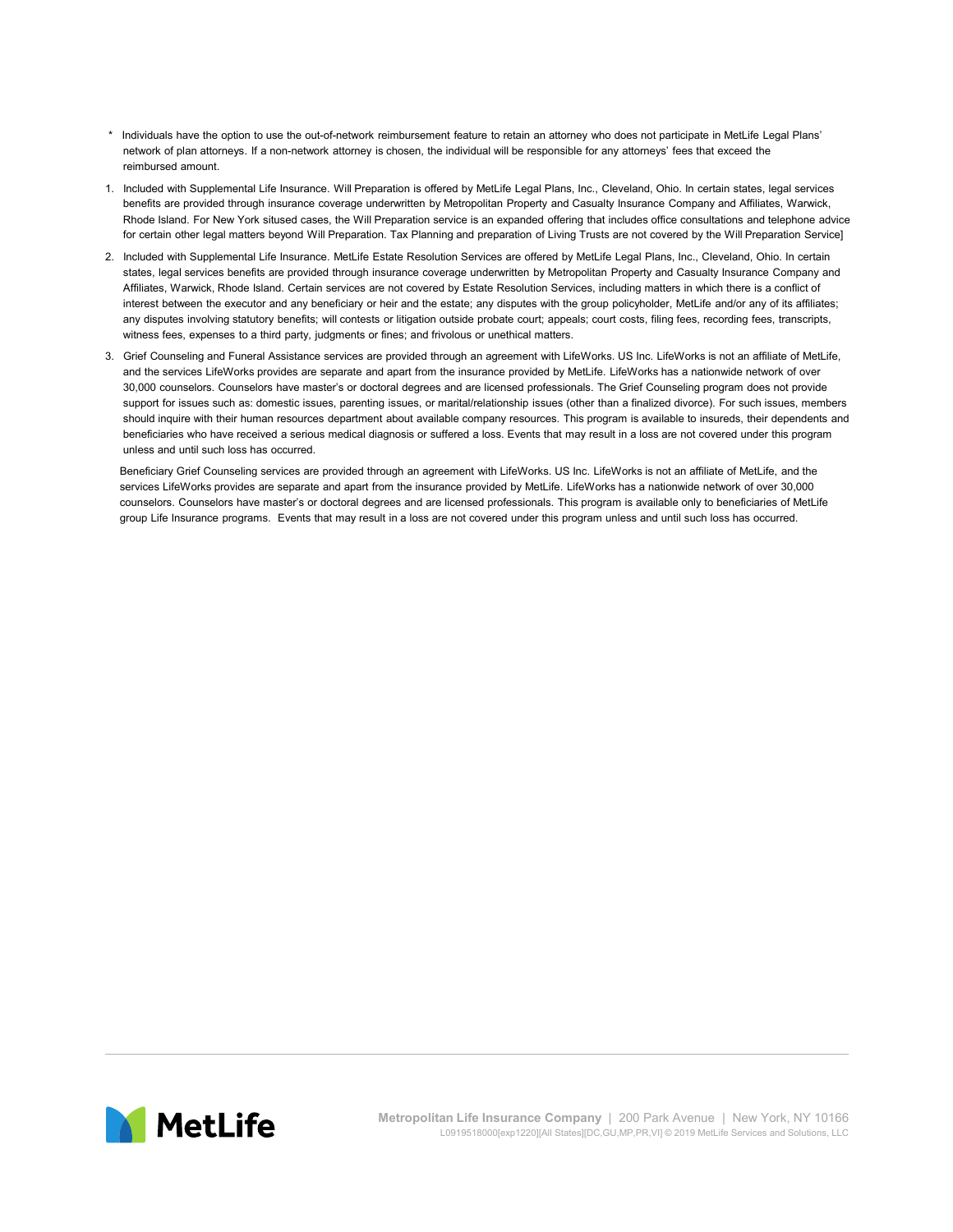\* Individuals have the option to use the out-of-network reimbursement feature to retain an attorney who does not participate in MetLife Legal Plans' network of plan attorneys. If a non-network attorney is chosen, the individual will be responsible for any attorneys' fees that exceed the reimbursed amount.

1. Included with Supplemental Life Insurance. Will Preparation is offered by MetLife Legal Plans, Inc., Cleveland, Ohio. In certain states, legal services benefits are provided through insurance coverage underwritten by Metropolitan Property and Casualty Insurance Company and Affiliates, Warwick, Rhode Island. For New York sitused cases, the Will Preparation service is an expanded offering that includes office consultations and telephone advice for certain other legal matters beyond Will Preparation. Tax Planning and preparation of Living Trusts are not covered by the Will Preparation Service]
2. Included with Supplemental Life Insurance. MetLife Estate Resolution Services are offered by MetLife Legal Plans, Inc., Cleveland, Ohio. In certain states, legal services benefits are provided through insurance coverage underwritten by Metropolitan Property and Casualty Insurance Company and Affiliates, Warwick, Rhode Island. Certain services are not covered by Estate Resolution Services, including matters in which there is a conflict of interest between the executor and any beneficiary or heir and the estate; any disputes with the group policyholder, MetLife and/or any of its affiliates; any disputes involving statutory benefits; will contests or litigation outside probate court; appeals; court costs, filing fees, recording fees, transcripts, witness fees, expenses to a third party, judgments or fines; and frivolous or unethical matters.
3. Grief Counseling and Funeral Assistance services are provided through an agreement with LifeWorks. US Inc. LifeWorks is not an affiliate of MetLife, and the services LifeWorks provides are separate and apart from the insurance provided by MetLife. LifeWorks has a nationwide network of over 30,000 counselors. Counselors have master's or doctoral degrees and are licensed professionals. The Grief Counseling program does not provide support for issues such as: domestic issues, parenting issues, or marital/relationship issues (other than a finalized divorce). For such issues, members should inquire with their human resources department about available company resources. This program is available to insureds, their dependents and beneficiaries who have received a serious medical diagnosis or suffered a loss. Events that may result in a loss are not covered under this program unless and until such loss has occurred.

   Beneficiary Grief Counseling services are provided through an agreement with LifeWorks. US Inc. LifeWorks is not an affiliate of MetLife, and the services LifeWorks provides are separate and apart from the insurance provided by MetLife. LifeWorks has a nationwide network of over 30,000 counselors. Counselors have master's or doctoral degrees and are licensed professionals. This program is available only to beneficiaries of MetLife group Life Insurance programs. Events that may result in a loss are not covered under this program unless and until such loss has occurred.

MetLife

**Metropolitan Life Insurance Company** | 200 Park Avenue | New York, NY 10166

L0919518000[exp1220][All States][DC,GU,MP,PR,VI] © 2019 MetLife Services and Solutions, LLC